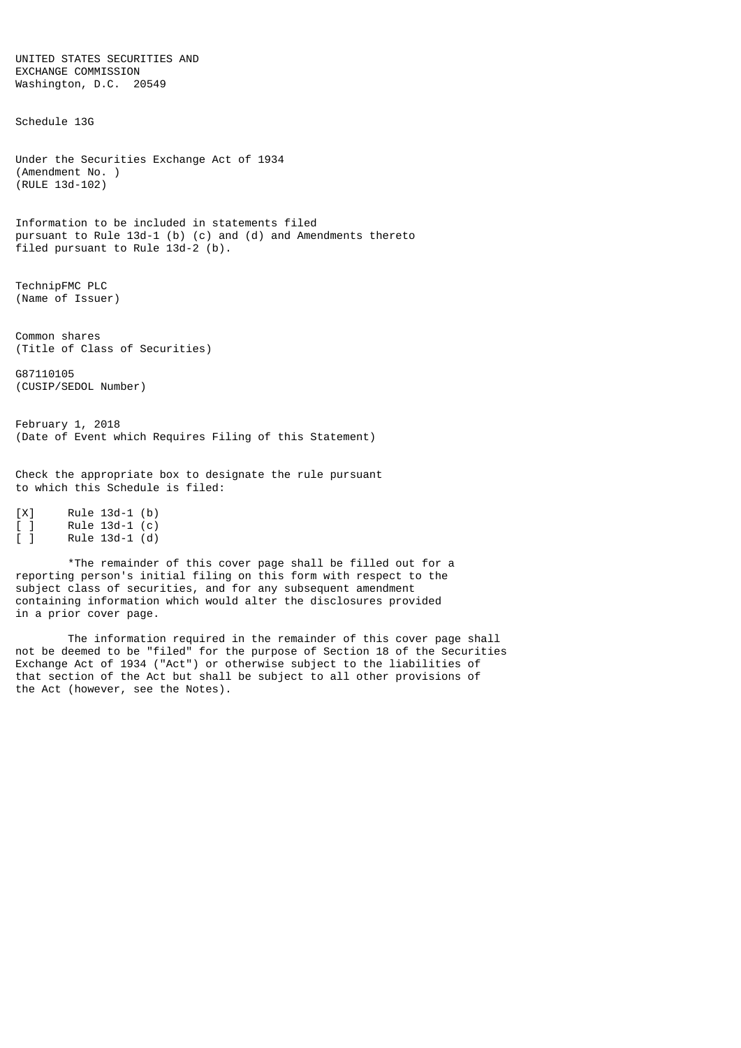UNITED STATES SECURITIES AND
EXCHANGE COMMISSION
Washington, D.C. 20549

Schedule 13G

Under the Securities Exchange Act of 1934
(Amendment No. )
(RULE 13d-102)

Information to be included in statements filed
pursuant to Rule 13d-1 (b) (c) and (d) and Amendments thereto
filed pursuant to Rule 13d-2 (b).

TechnipFMC PLC
(Name of Issuer)

Common shares
(Title of Class of Securities)

G87110105
(CUSIP/SEDOL Number)

February 1, 2018
(Date of Event which Requires Filing of this Statement)

Check the appropriate box to designate the rule pursuant
to which this Schedule is filed:

[X] Rule 13d-1 (b)
[ ] Rule 13d-1 (c)
[ ] Rule 13d-1 (d)

*The remainder of this cover page shall be filled out for a
reporting person's initial filing on this form with respect to the
subject class of securities, and for any subsequent amendment
containing information which would alter the disclosures provided
in a prior cover page.

The information required in the remainder of this cover page shall
not be deemed to be "filed" for the purpose of Section 18 of the Securities
Exchange Act of 1934 ("Act") or otherwise subject to the liabilities of
that section of the Act but shall be subject to all other provisions of
the Act (however, see the Notes).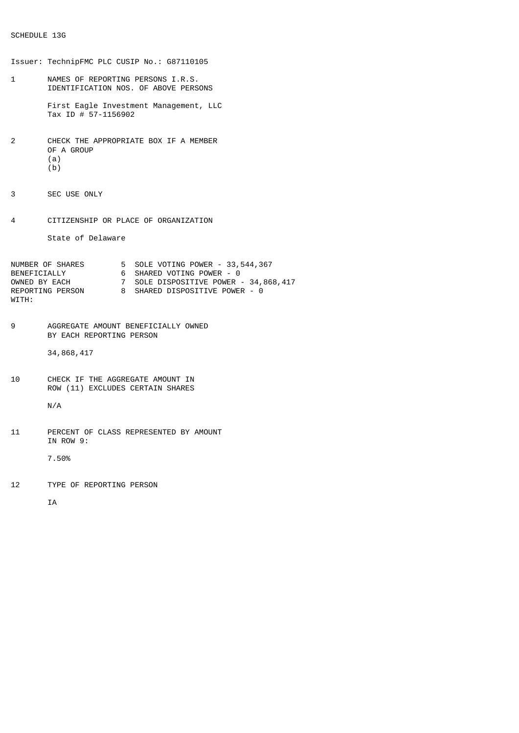SCHEDULE 13G

Issuer: TechnipFMC PLC CUSIP No.: G87110105

1 NAMES OF REPORTING PERSONS I.R.S. IDENTIFICATION NOS. OF ABOVE PERSONS

First Eagle Investment Management, LLC
Tax ID # 57-1156902

2 CHECK THE APPROPRIATE BOX IF A MEMBER OF A GROUP
(a)
(b)

3 SEC USE ONLY

4 CITIZENSHIP OR PLACE OF ORGANIZATION

State of Delaware

| NUMBER OF SHARES BENEFICIALLY OWNED BY EACH REPORTING PERSON WITH: | |
|---|---|
| | 5 SOLE VOTING POWER - 33,544,367 |
| | 6 SHARED VOTING POWER - 0 |
| | 7 SOLE DISPOSITIVE POWER - 34,868,417 |
| | 8 SHARED DISPOSITIVE POWER - 0 |

9 AGGREGATE AMOUNT BENEFICIALLY OWNED BY EACH REPORTING PERSON

34,868,417

10 CHECK IF THE AGGREGATE AMOUNT IN ROW (11) EXCLUDES CERTAIN SHARES

N/A

11 PERCENT OF CLASS REPRESENTED BY AMOUNT IN ROW 9:

7.50%

12 TYPE OF REPORTING PERSON

IA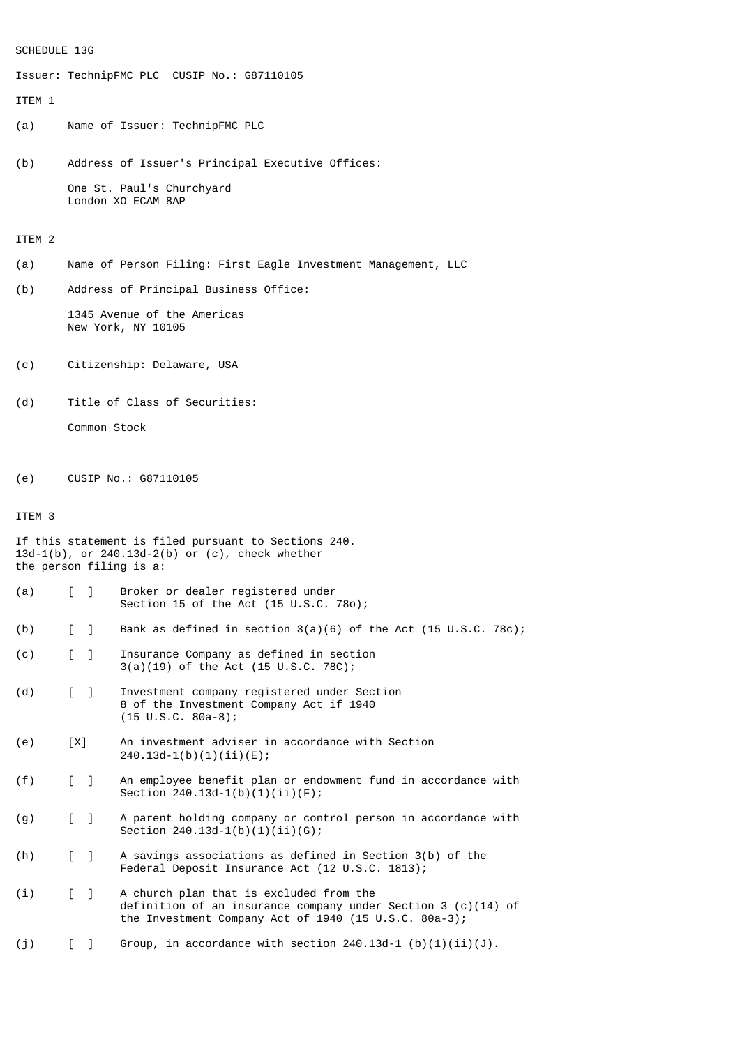SCHEDULE 13G

Issuer: TechnipFMC PLC  CUSIP No.: G87110105

ITEM 1

(a) Name of Issuer: TechnipFMC PLC

(b) Address of Issuer's Principal Executive Offices:

One St. Paul's Churchyard
London XO ECAM 8AP

ITEM 2

(a) Name of Person Filing: First Eagle Investment Management, LLC

(b) Address of Principal Business Office:

1345 Avenue of the Americas
New York, NY 10105

(c) Citizenship: Delaware, USA

(d) Title of Class of Securities:

Common Stock

(e) CUSIP No.: G87110105

ITEM 3

If this statement is filed pursuant to Sections 240.
13d-1(b), or 240.13d-2(b) or (c), check whether
the person filing is a:

(a) [ ] Broker or dealer registered under Section 15 of the Act (15 U.S.C. 78o);

(b) [ ] Bank as defined in section 3(a)(6) of the Act (15 U.S.C. 78c);

(c) [ ] Insurance Company as defined in section 3(a)(19) of the Act (15 U.S.C. 78C);

(d) [ ] Investment company registered under Section 8 of the Investment Company Act if 1940 (15 U.S.C. 80a-8);

(e) [X] An investment adviser in accordance with Section 240.13d-1(b)(1)(ii)(E);

(f) [ ] An employee benefit plan or endowment fund in accordance with Section 240.13d-1(b)(1)(ii)(F);

(g) [ ] A parent holding company or control person in accordance with Section 240.13d-1(b)(1)(ii)(G);

(h) [ ] A savings associations as defined in Section 3(b) of the Federal Deposit Insurance Act (12 U.S.C. 1813);

(i) [ ] A church plan that is excluded from the definition of an insurance company under Section 3 (c)(14) of the Investment Company Act of 1940 (15 U.S.C. 80a-3);

(j) [ ] Group, in accordance with section 240.13d-1 (b)(1)(ii)(J).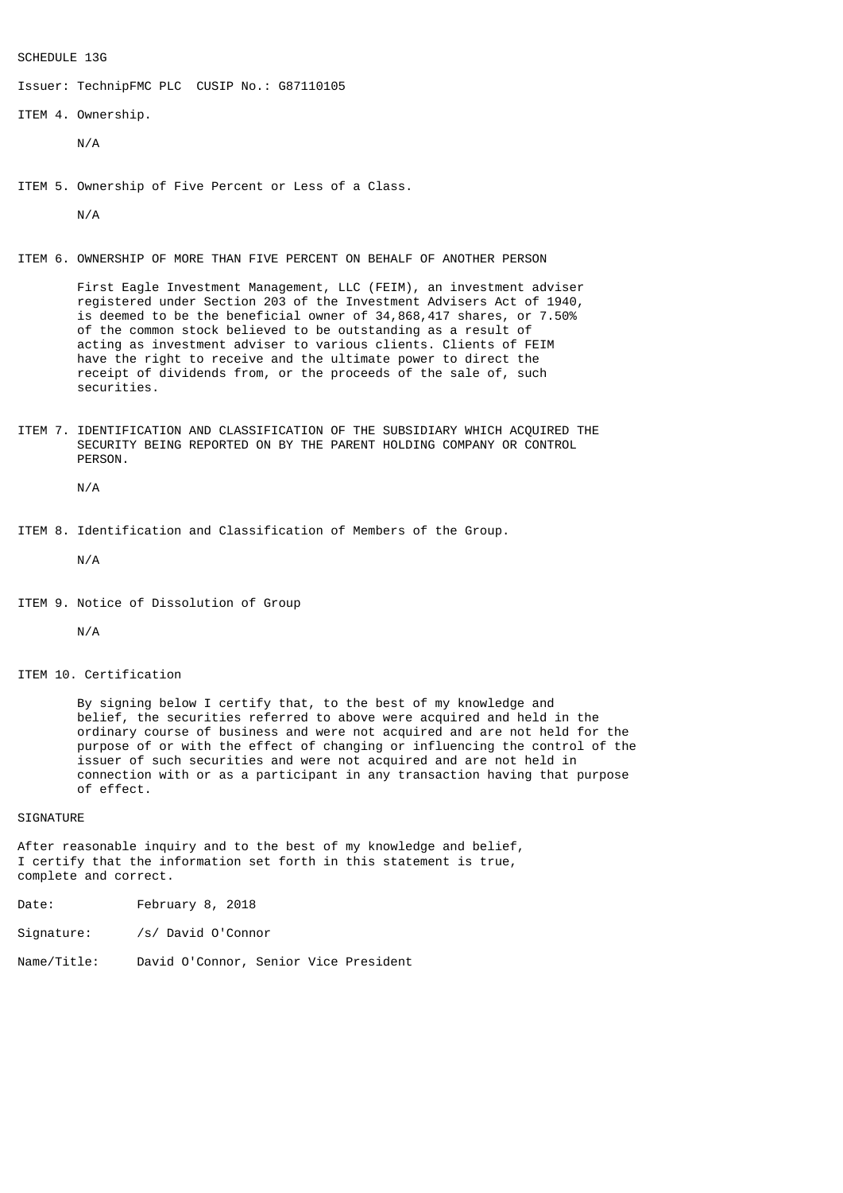SCHEDULE 13G

Issuer: TechnipFMC PLC  CUSIP No.: G87110105

ITEM 4. Ownership.

N/A

ITEM 5. Ownership of Five Percent or Less of a Class.

N/A

ITEM 6. OWNERSHIP OF MORE THAN FIVE PERCENT ON BEHALF OF ANOTHER PERSON

First Eagle Investment Management, LLC (FEIM), an investment adviser registered under Section 203 of the Investment Advisers Act of 1940, is deemed to be the beneficial owner of 34,868,417 shares, or 7.50% of the common stock believed to be outstanding as a result of acting as investment adviser to various clients. Clients of FEIM have the right to receive and the ultimate power to direct the receipt of dividends from, or the proceeds of the sale of, such securities.

ITEM 7. IDENTIFICATION AND CLASSIFICATION OF THE SUBSIDIARY WHICH ACQUIRED THE SECURITY BEING REPORTED ON BY THE PARENT HOLDING COMPANY OR CONTROL PERSON.

N/A

ITEM 8. Identification and Classification of Members of the Group.

N/A

ITEM 9. Notice of Dissolution of Group

N/A

ITEM 10. Certification

By signing below I certify that, to the best of my knowledge and belief, the securities referred to above were acquired and held in the ordinary course of business and were not acquired and are not held for the purpose of or with the effect of changing or influencing the control of the issuer of such securities and were not acquired and are not held in connection with or as a participant in any transaction having that purpose of effect.

SIGNATURE

After reasonable inquiry and to the best of my knowledge and belief, I certify that the information set forth in this statement is true, complete and correct.

Date: February 8, 2018

Signature: /s/ David O'Connor

Name/Title: David O'Connor, Senior Vice President